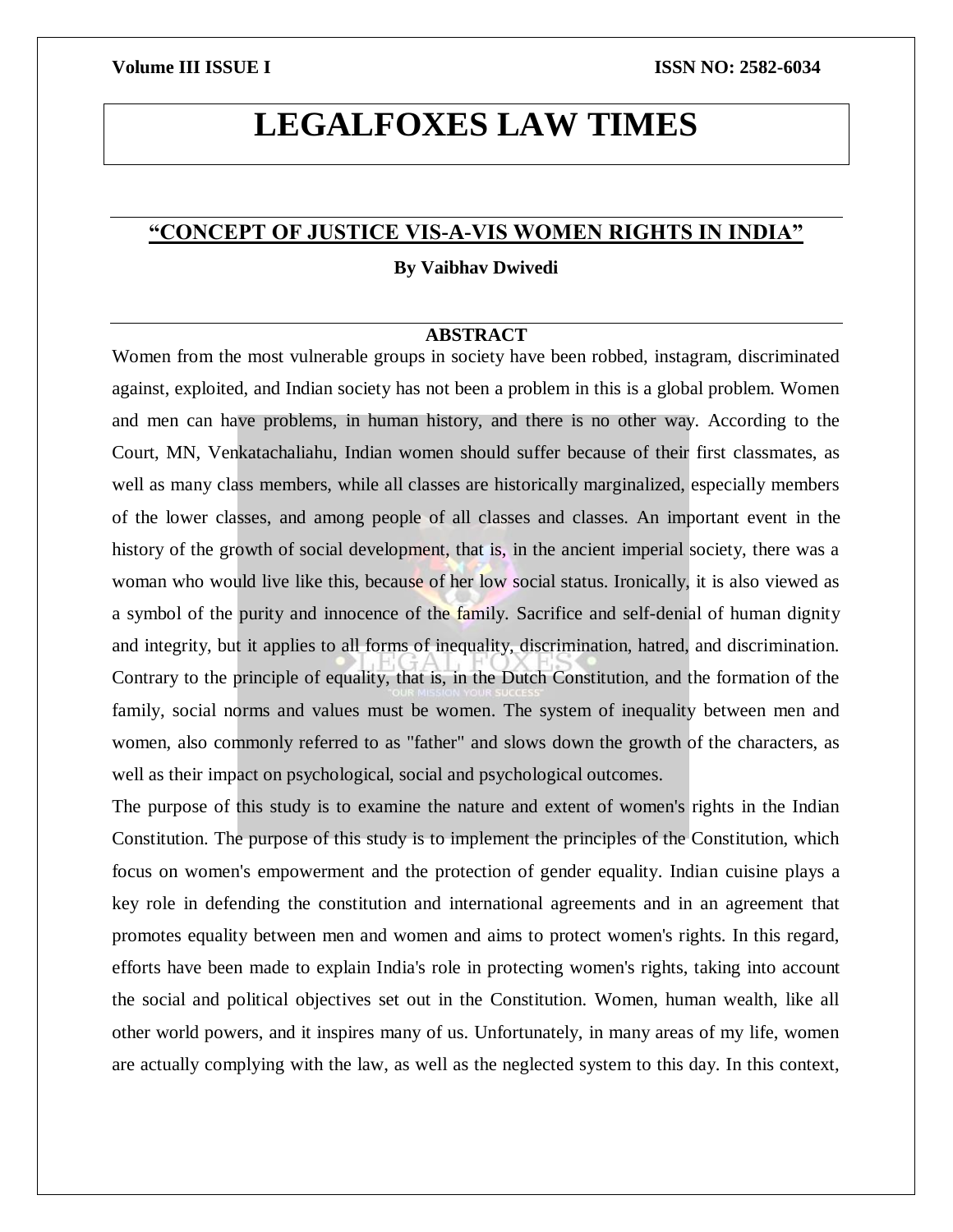# LEGALFOXES LAW TIMES

## "CONCEPT OF JUSTICE VIS-A-VIS WOMEN RIGHTS IN INDIA"

**By Vaibhav Dwivedi**

### ABSTRACT

Women from the most vulnerable groups in society have been robbed, instagram, discriminated against, exploited, and Indian society has not been a problem in this is a global problem. Women and men can have problems, in human history, and there is no other way. According to the Court, MN, Venkatachaliahu, Indian women should suffer because of their first classmates, as well as many class members, while all classes are historically marginalized, especially members of the lower classes, and among people of all classes and classes. An important event in the history of the growth of social development, that is, in the ancient imperial society, there was a woman who would live like this, because of her low social status. Ironically, it is also viewed as a symbol of the purity and innocence of the family. Sacrifice and self-denial of human dignity and integrity, but it applies to all forms of inequality, discrimination, hatred, and discrimination. Contrary to the principle of equality, that is, in the Dutch Constitution, and the formation of the family, social norms and values must be women. The system of inequality between men and women, also commonly referred to as "father" and slows down the growth of the characters, as well as their impact on psychological, social and psychological outcomes.

The purpose of this study is to examine the nature and extent of women's rights in the Indian Constitution. The purpose of this study is to implement the principles of the Constitution, which focus on women's empowerment and the protection of gender equality. Indian cuisine plays a key role in defending the constitution and international agreements and in an agreement that promotes equality between men and women and aims to protect women's rights. In this regard, efforts have been made to explain India's role in protecting women's rights, taking into account the social and political objectives set out in the Constitution. Women, human wealth, like all other world powers, and it inspires many of us. Unfortunately, in many areas of my life, women are actually complying with the law, as well as the neglected system to this day. In this context,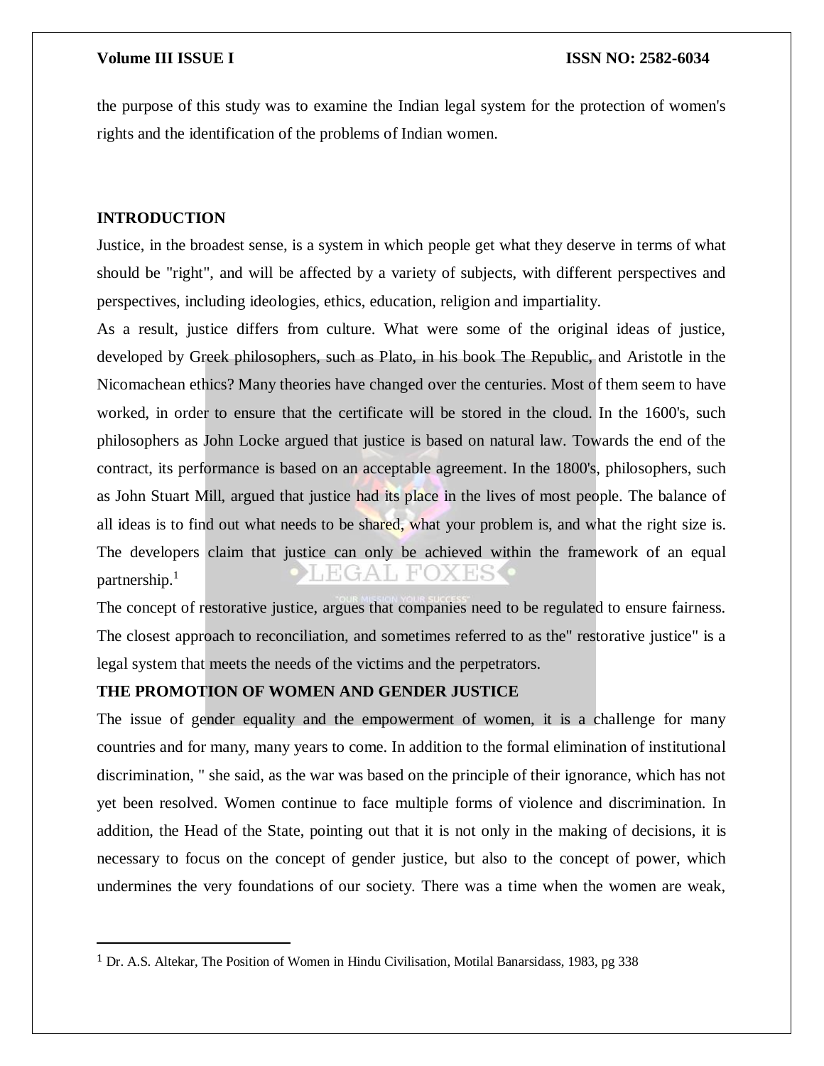the purpose of this study was to examine the Indian legal system for the protection of women's rights and the identification of the problems of Indian women.

## INTRODUCTION

Justice, in the broadest sense, is a system in which people get what they deserve in terms of what should be "right", and will be affected by a variety of subjects, with different perspectives and perspectives, including ideologies, ethics, education, religion and impartiality.

As a result, justice differs from culture. What were some of the original ideas of justice, developed by Greek philosophers, such as Plato, in his book The Republic, and Aristotle in the Nicomachean ethics? Many theories have changed over the centuries. Most of them seem to have worked, in order to ensure that the certificate will be stored in the cloud. In the 1600's, such philosophers as John Locke argued that justice is based on natural law. Towards the end of the contract, its performance is based on an acceptable agreement. In the 1800's, philosophers, such as John Stuart Mill, argued that justice had its place in the lives of most people. The balance of all ideas is to find out what needs to be shared, what your problem is, and what the right size is. The developers claim that justice can only be achieved within the framework of an equal partnership.[1]

The concept of restorative justice, argues that companies need to be regulated to ensure fairness. The closest approach to reconciliation, and sometimes referred to as the" restorative justice" is a legal system that meets the needs of the victims and the perpetrators.

## THE PROMOTION OF WOMEN AND GENDER JUSTICE

The issue of gender equality and the empowerment of women, it is a challenge for many countries and for many, many years to come. In addition to the formal elimination of institutional discrimination, " she said, as the war was based on the principle of their ignorance, which has not yet been resolved. Women continue to face multiple forms of violence and discrimination. In addition, the Head of the State, pointing out that it is not only in the making of decisions, it is necessary to focus on the concept of gender justice, but also to the concept of power, which undermines the very foundations of our society. There was a time when the women are weak,

---

[1] Dr. A.S. Altekar, The Position of Women in Hindu Civilisation, Motilal Banarsidass, 1983, pg 338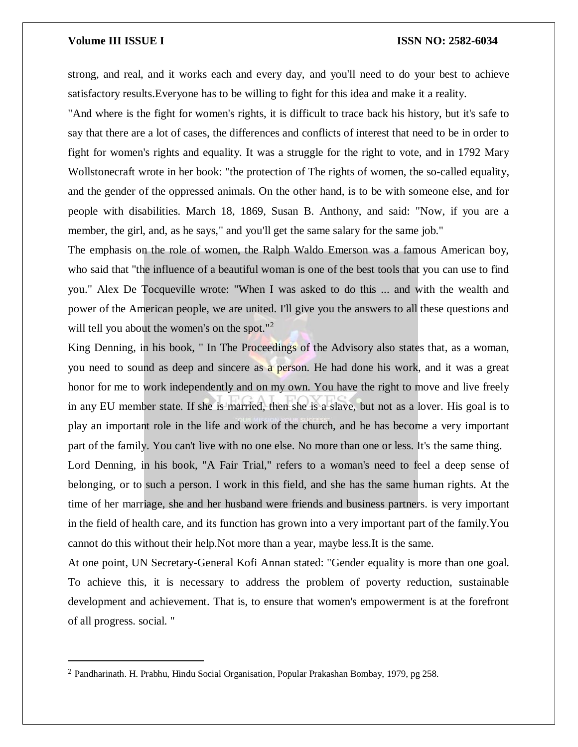strong, and real, and it works each and every day, and you'll need to do your best to achieve satisfactory results.Everyone has to be willing to fight for this idea and make it a reality.

"And where is the fight for women's rights, it is difficult to trace back his history, but it's safe to say that there are a lot of cases, the differences and conflicts of interest that need to be in order to fight for women's rights and equality. It was a struggle for the right to vote, and in 1792 Mary Wollstonecraft wrote in her book: "the protection of The rights of women, the so-called equality, and the gender of the oppressed animals. On the other hand, is to be with someone else, and for people with disabilities. March 18, 1869, Susan B. Anthony, and said: "Now, if you are a member, the girl, and, as he says," and you'll get the same salary for the same job."

The emphasis on the role of women, the Ralph Waldo Emerson was a famous American boy, who said that "the influence of a beautiful woman is one of the best tools that you can use to find you." Alex De Tocqueville wrote: "When I was asked to do this ... and with the wealth and power of the American people, we are united. I'll give you the answers to all these questions and will tell you about the women's on the spot."[2]

King Denning, in his book, " In The Proceedings of the Advisory also states that, as a woman, you need to sound as deep and sincere as a person. He had done his work, and it was a great honor for me to work independently and on my own. You have the right to move and live freely in any EU member state. If she is married, then she is a slave, but not as a lover. His goal is to play an important role in the life and work of the church, and he has become a very important part of the family. You can't live with no one else. No more than one or less. It's the same thing.

Lord Denning, in his book, "A Fair Trial," refers to a woman's need to feel a deep sense of belonging, or to such a person. I work in this field, and she has the same human rights. At the time of her marriage, she and her husband were friends and business partners. is very important in the field of health care, and its function has grown into a very important part of the family.You cannot do this without their help.Not more than a year, maybe less.It is the same.

At one point, UN Secretary-General Kofi Annan stated: "Gender equality is more than one goal. To achieve this, it is necessary to address the problem of poverty reduction, sustainable development and achievement. That is, to ensure that women's empowerment is at the forefront of all progress. social. "

---

[2] Pandharinath. H. Prabhu, Hindu Social Organisation, Popular Prakashan Bombay, 1979, pg 258.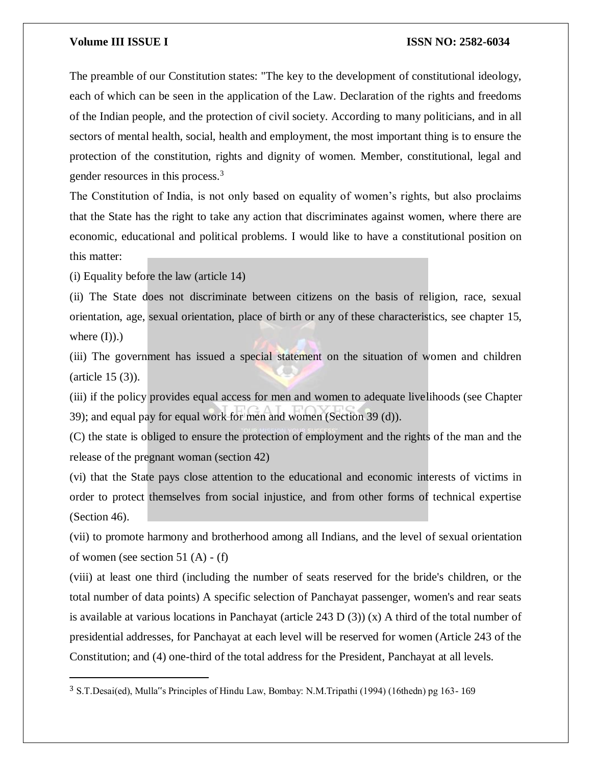The preamble of our Constitution states: "The key to the development of constitutional ideology, each of which can be seen in the application of the Law. Declaration of the rights and freedoms of the Indian people, and the protection of civil society. According to many politicians, and in all sectors of mental health, social, health and employment, the most important thing is to ensure the protection of the constitution, rights and dignity of women. Member, constitutional, legal and gender resources in this process.[3]

The Constitution of India, is not only based on equality of women's rights, but also proclaims that the State has the right to take any action that discriminates against women, where there are economic, educational and political problems. I would like to have a constitutional position on this matter:

(i) Equality before the law (article 14)

(ii) The State does not discriminate between citizens on the basis of religion, race, sexual orientation, age, sexual orientation, place of birth or any of these characteristics, see chapter 15, where (I)).)

(iii) The government has issued a special statement on the situation of women and children (article 15 (3)).

(iii) if the policy provides equal access for men and women to adequate livelihoods (see Chapter 39); and equal pay for equal work for men and women (Section 39 (d)).

(C) the state is obliged to ensure the protection of employment and the rights of the man and the release of the pregnant woman (section 42)

(vi) that the State pays close attention to the educational and economic interests of victims in order to protect themselves from social injustice, and from other forms of technical expertise (Section 46).

(vii) to promote harmony and brotherhood among all Indians, and the level of sexual orientation of women (see section 51 (A) - (f)

(viii) at least one third (including the number of seats reserved for the bride's children, or the total number of data points) A specific selection of Panchayat passenger, women's and rear seats is available at various locations in Panchayat (article 243 D (3)) (x) A third of the total number of presidential addresses, for Panchayat at each level will be reserved for women (Article 243 of the Constitution; and (4) one-third of the total address for the President, Panchayat at all levels.

---

[3] S.T.Desai(ed), Mulla"s Principles of Hindu Law, Bombay: N.M.Tripathi (1994) (16thedn) pg 163- 169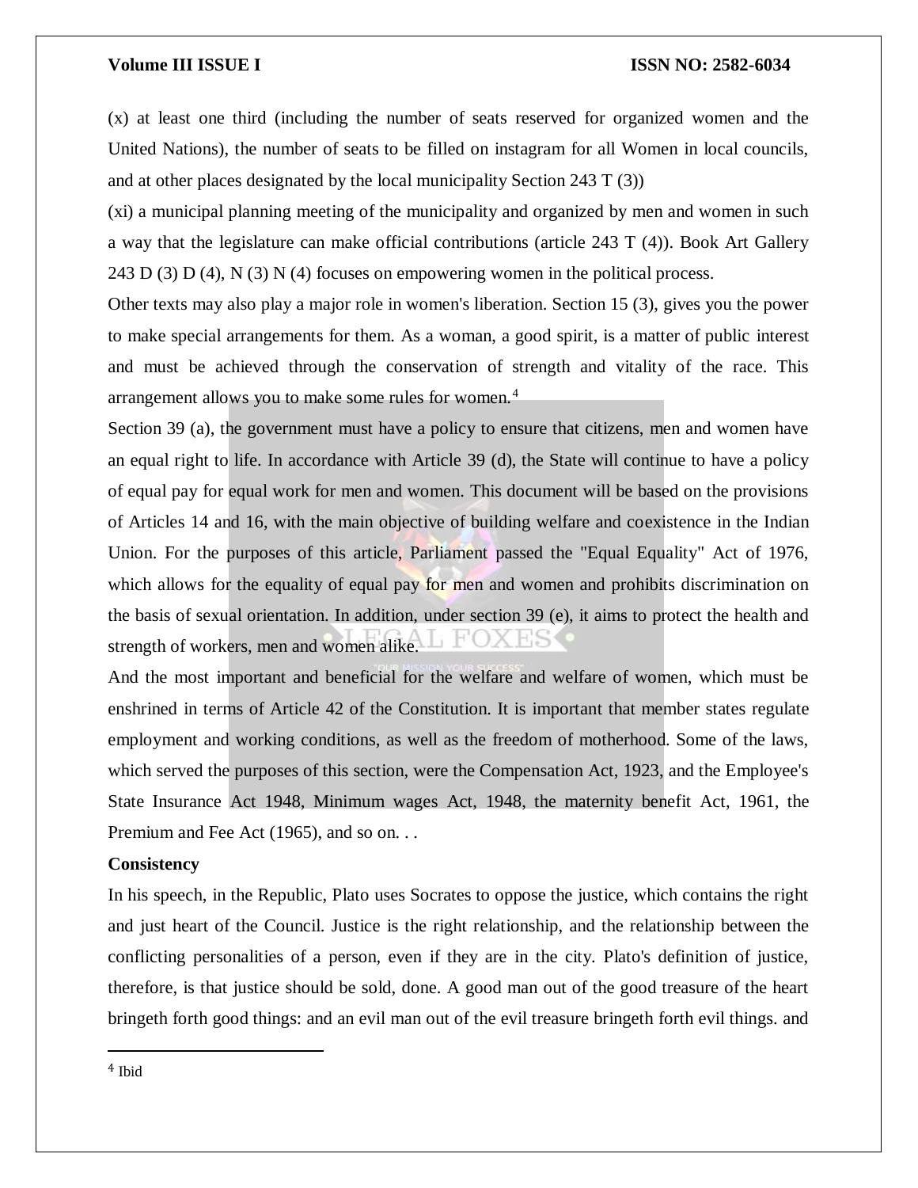(x) at least one third (including the number of seats reserved for organized women and the United Nations), the number of seats to be filled on instagram for all Women in local councils, and at other places designated by the local municipality Section 243 T (3))

(xi) a municipal planning meeting of the municipality and organized by men and women in such a way that the legislature can make official contributions (article 243 T (4)). Book Art Gallery 243 D (3) D (4), N (3) N (4) focuses on empowering women in the political process.

Other texts may also play a major role in women's liberation. Section 15 (3), gives you the power to make special arrangements for them. As a woman, a good spirit, is a matter of public interest and must be achieved through the conservation of strength and vitality of the race. This arrangement allows you to make some rules for women.[4]

Section 39 (a), the government must have a policy to ensure that citizens, men and women have an equal right to life. In accordance with Article 39 (d), the State will continue to have a policy of equal pay for equal work for men and women. This document will be based on the provisions of Articles 14 and 16, with the main objective of building welfare and coexistence in the Indian Union. For the purposes of this article, Parliament passed the "Equal Equality" Act of 1976, which allows for the equality of equal pay for men and women and prohibits discrimination on the basis of sexual orientation. In addition, under section 39 (e), it aims to protect the health and strength of workers, men and women alike.

And the most important and beneficial for the welfare and welfare of women, which must be enshrined in terms of Article 42 of the Constitution. It is important that member states regulate employment and working conditions, as well as the freedom of motherhood. Some of the laws, which served the purposes of this section, were the Compensation Act, 1923, and the Employee's State Insurance Act 1948, Minimum wages Act, 1948, the maternity benefit Act, 1961, the Premium and Fee Act (1965), and so on. . .

**Consistency**

In his speech, in the Republic, Plato uses Socrates to oppose the justice, which contains the right and just heart of the Council. Justice is the right relationship, and the relationship between the conflicting personalities of a person, even if they are in the city. Plato's definition of justice, therefore, is that justice should be sold, done. A good man out of the good treasure of the heart bringeth forth good things: and an evil man out of the evil treasure bringeth forth evil things. and

---

[4] Ibid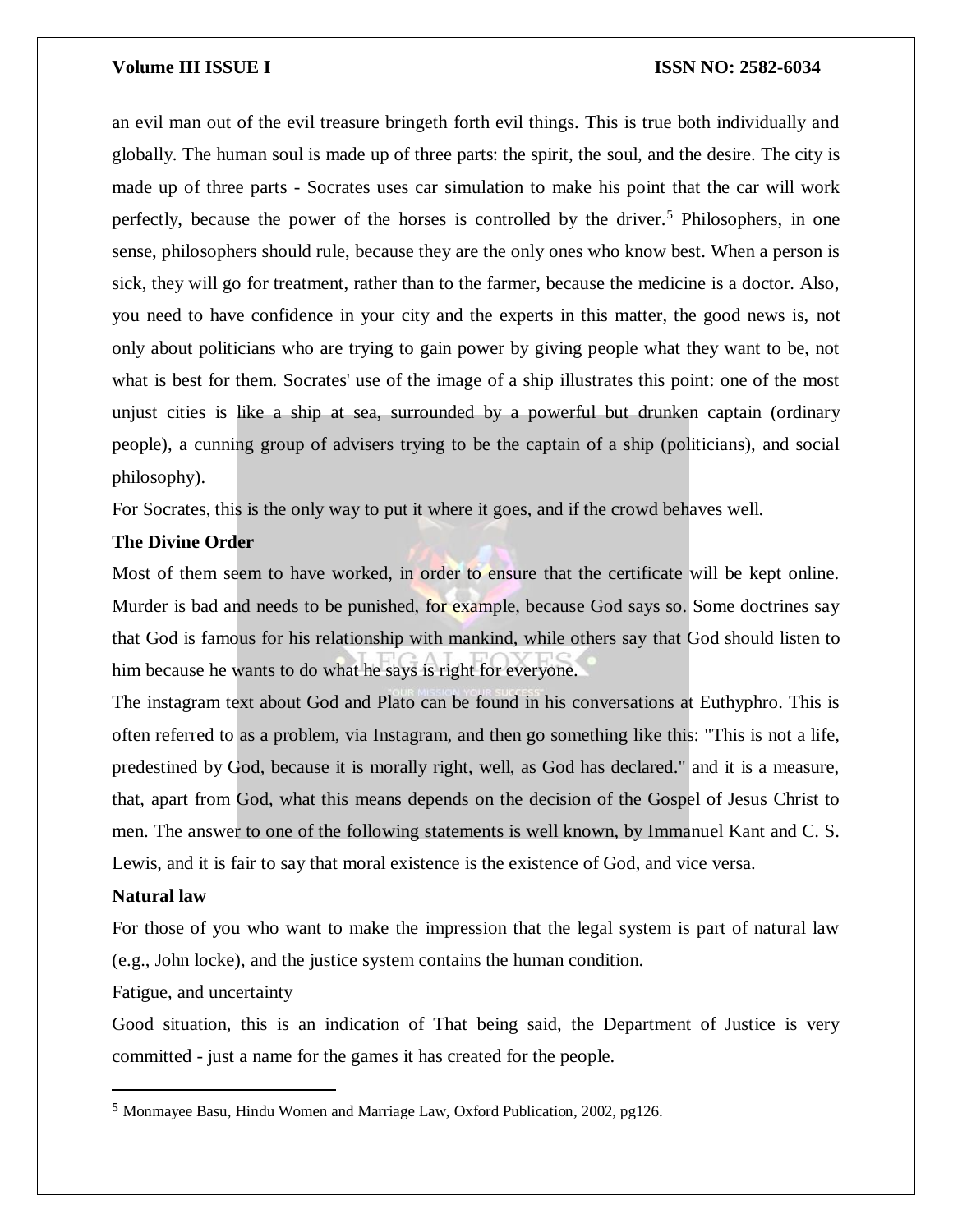an evil man out of the evil treasure bringeth forth evil things. This is true both individually and globally. The human soul is made up of three parts: the spirit, the soul, and the desire. The city is made up of three parts - Socrates uses car simulation to make his point that the car will work perfectly, because the power of the horses is controlled by the driver.[5] Philosophers, in one sense, philosophers should rule, because they are the only ones who know best. When a person is sick, they will go for treatment, rather than to the farmer, because the medicine is a doctor. Also, you need to have confidence in your city and the experts in this matter, the good news is, not only about politicians who are trying to gain power by giving people what they want to be, not what is best for them. Socrates' use of the image of a ship illustrates this point: one of the most unjust cities is like a ship at sea, surrounded by a powerful but drunken captain (ordinary people), a cunning group of advisers trying to be the captain of a ship (politicians), and social philosophy).

For Socrates, this is the only way to put it where it goes, and if the crowd behaves well.

**The Divine Order**

Most of them seem to have worked, in order to ensure that the certificate will be kept online. Murder is bad and needs to be punished, for example, because God says so. Some doctrines say that God is famous for his relationship with mankind, while others say that God should listen to him because he wants to do what he says is right for everyone.

The instagram text about God and Plato can be found in his conversations at Euthyphro. This is often referred to as a problem, via Instagram, and then go something like this: "This is not a life, predestined by God, because it is morally right, well, as God has declared." and it is a measure, that, apart from God, what this means depends on the decision of the Gospel of Jesus Christ to men. The answer to one of the following statements is well known, by Immanuel Kant and C. S. Lewis, and it is fair to say that moral existence is the existence of God, and vice versa.

**Natural law**

For those of you who want to make the impression that the legal system is part of natural law (e.g., John locke), and the justice system contains the human condition.

Fatigue, and uncertainty

Good situation, this is an indication of That being said, the Department of Justice is very committed - just a name for the games it has created for the people.

---

[5] Monmayee Basu, Hindu Women and Marriage Law, Oxford Publication, 2002, pg126.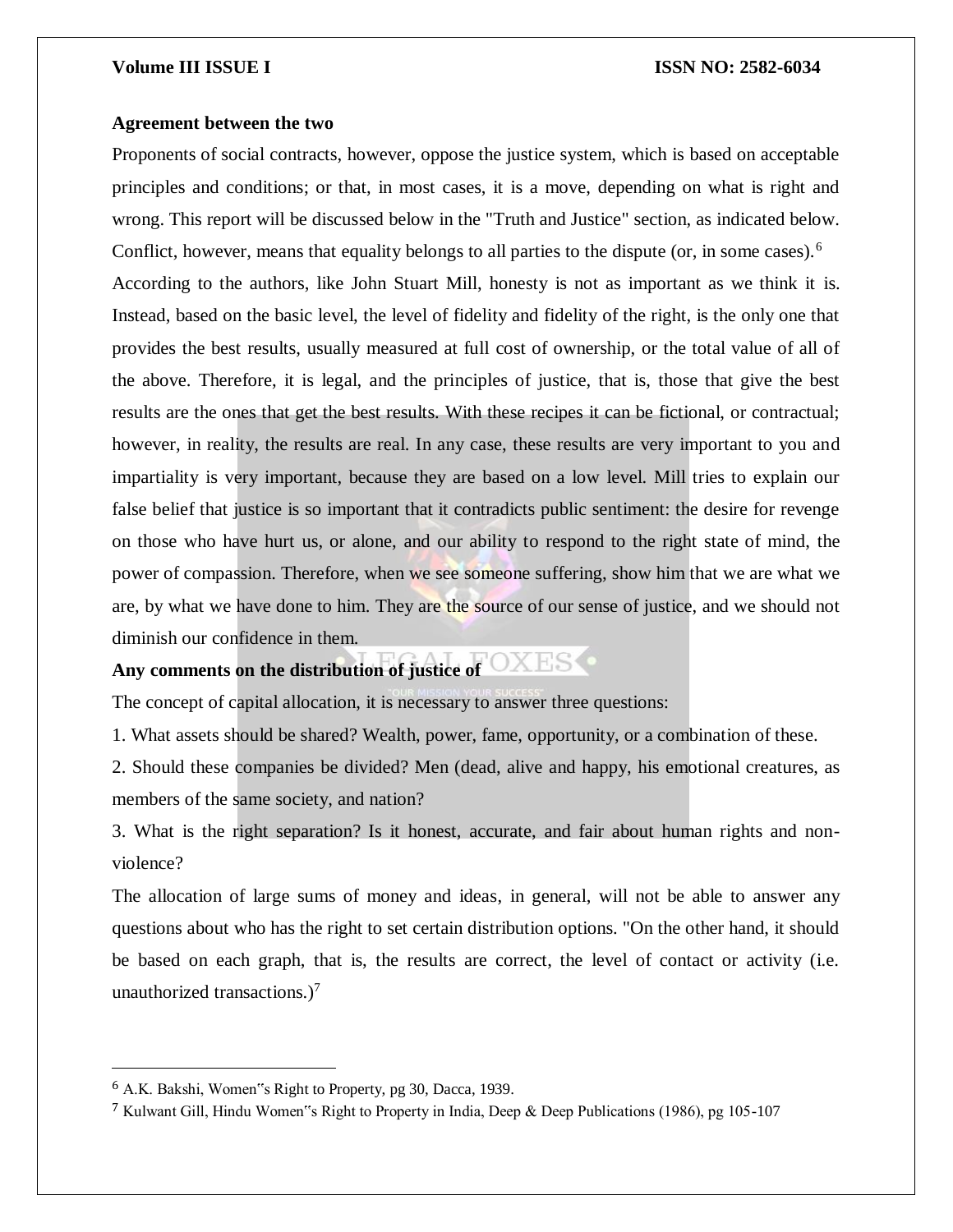**Agreement between the two**

Proponents of social contracts, however, oppose the justice system, which is based on acceptable principles and conditions; or that, in most cases, it is a move, depending on what is right and wrong. This report will be discussed below in the "Truth and Justice" section, as indicated below. Conflict, however, means that equality belongs to all parties to the dispute (or, in some cases).[6]

According to the authors, like John Stuart Mill, honesty is not as important as we think it is. Instead, based on the basic level, the level of fidelity and fidelity of the right, is the only one that provides the best results, usually measured at full cost of ownership, or the total value of all of the above. Therefore, it is legal, and the principles of justice, that is, those that give the best results are the ones that get the best results. With these recipes it can be fictional, or contractual; however, in reality, the results are real. In any case, these results are very important to you and impartiality is very important, because they are based on a low level. Mill tries to explain our false belief that justice is so important that it contradicts public sentiment: the desire for revenge on those who have hurt us, or alone, and our ability to respond to the right state of mind, the power of compassion. Therefore, when we see someone suffering, show him that we are what we are, by what we have done to him. They are the source of our sense of justice, and we should not diminish our confidence in them.

**Any comments on the distribution of justice of**

The concept of capital allocation, it is necessary to answer three questions:

1. What assets should be shared? Wealth, power, fame, opportunity, or a combination of these.
2. Should these companies be divided? Men (dead, alive and happy, his emotional creatures, as members of the same society, and nation?
3. What is the right separation? Is it honest, accurate, and fair about human rights and non-violence?

The allocation of large sums of money and ideas, in general, will not be able to answer any questions about who has the right to set certain distribution options. "On the other hand, it should be based on each graph, that is, the results are correct, the level of contact or activity (i.e. unauthorized transactions.)[7]

---

[6] A.K. Bakshi, Women"s Right to Property, pg 30, Dacca, 1939.

[7] Kulwant Gill, Hindu Women"s Right to Property in India, Deep & Deep Publications (1986), pg 105-107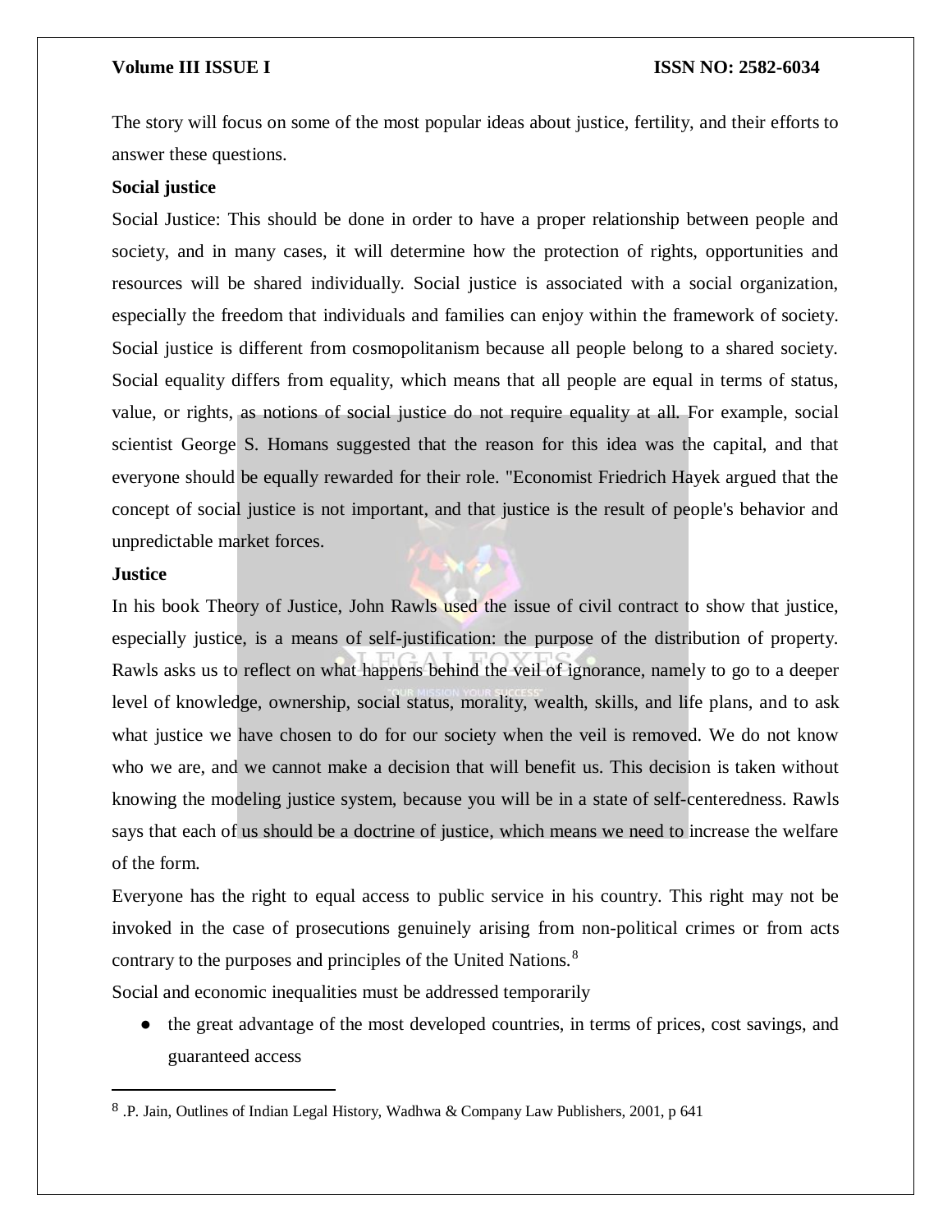The story will focus on some of the most popular ideas about justice, fertility, and their efforts to answer these questions.

**Social justice**

Social Justice: This should be done in order to have a proper relationship between people and society, and in many cases, it will determine how the protection of rights, opportunities and resources will be shared individually. Social justice is associated with a social organization, especially the freedom that individuals and families can enjoy within the framework of society. Social justice is different from cosmopolitanism because all people belong to a shared society. Social equality differs from equality, which means that all people are equal in terms of status, value, or rights, as notions of social justice do not require equality at all. For example, social scientist George S. Homans suggested that the reason for this idea was the capital, and that everyone should be equally rewarded for their role. "Economist Friedrich Hayek argued that the concept of social justice is not important, and that justice is the result of people's behavior and unpredictable market forces.

**Justice**

In his book Theory of Justice, John Rawls used the issue of civil contract to show that justice, especially justice, is a means of self-justification: the purpose of the distribution of property. Rawls asks us to reflect on what happens behind the veil of ignorance, namely to go to a deeper level of knowledge, ownership, social status, morality, wealth, skills, and life plans, and to ask what justice we have chosen to do for our society when the veil is removed. We do not know who we are, and we cannot make a decision that will benefit us. This decision is taken without knowing the modeling justice system, because you will be in a state of self-centeredness. Rawls says that each of us should be a doctrine of justice, which means we need to increase the welfare of the form.

Everyone has the right to equal access to public service in his country. This right may not be invoked in the case of prosecutions genuinely arising from non-political crimes or from acts contrary to the purposes and principles of the United Nations.[8]

Social and economic inequalities must be addressed temporarily

- the great advantage of the most developed countries, in terms of prices, cost savings, and guaranteed access

---

[8] .P. Jain, Outlines of Indian Legal History, Wadhwa & Company Law Publishers, 2001, p 641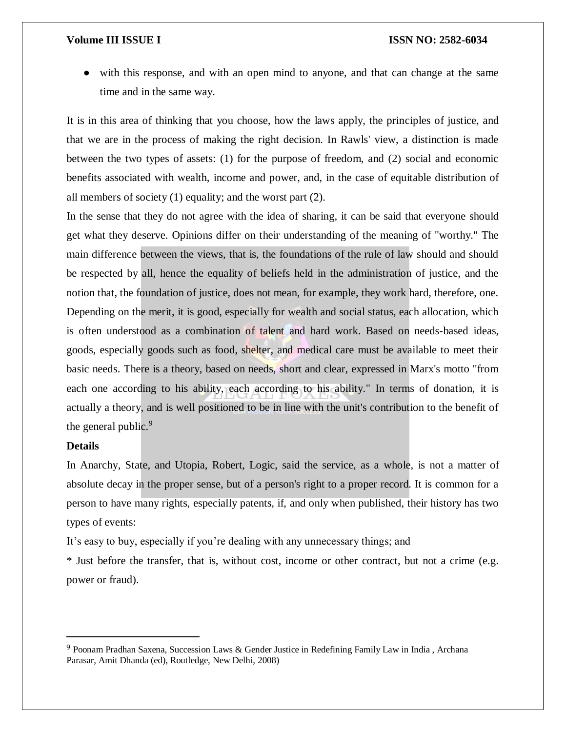- with this response, and with an open mind to anyone, and that can change at the same time and in the same way.

It is in this area of thinking that you choose, how the laws apply, the principles of justice, and that we are in the process of making the right decision. In Rawls' view, a distinction is made between the two types of assets: (1) for the purpose of freedom, and (2) social and economic benefits associated with wealth, income and power, and, in the case of equitable distribution of all members of society (1) equality; and the worst part (2).

In the sense that they do not agree with the idea of sharing, it can be said that everyone should get what they deserve. Opinions differ on their understanding of the meaning of "worthy." The main difference between the views, that is, the foundations of the rule of law should and should be respected by all, hence the equality of beliefs held in the administration of justice, and the notion that, the foundation of justice, does not mean, for example, they work hard, therefore, one. Depending on the merit, it is good, especially for wealth and social status, each allocation, which is often understood as a combination of talent and hard work. Based on needs-based ideas, goods, especially goods such as food, shelter, and medical care must be available to meet their basic needs. There is a theory, based on needs, short and clear, expressed in Marx's motto "from each one according to his ability, each according to his ability." In terms of donation, it is actually a theory, and is well positioned to be in line with the unit's contribution to the benefit of the general public.[9]

**Details**

In Anarchy, State, and Utopia, Robert, Logic, said the service, as a whole, is not a matter of absolute decay in the proper sense, but of a person's right to a proper record. It is common for a person to have many rights, especially patents, if, and only when published, their history has two types of events:

It's easy to buy, especially if you're dealing with any unnecessary things; and

* Just before the transfer, that is, without cost, income or other contract, but not a crime (e.g. power or fraud).

---

[9] Poonam Pradhan Saxena, Succession Laws & Gender Justice in Redefining Family Law in India , Archana Parasar, Amit Dhanda (ed), Routledge, New Delhi, 2008)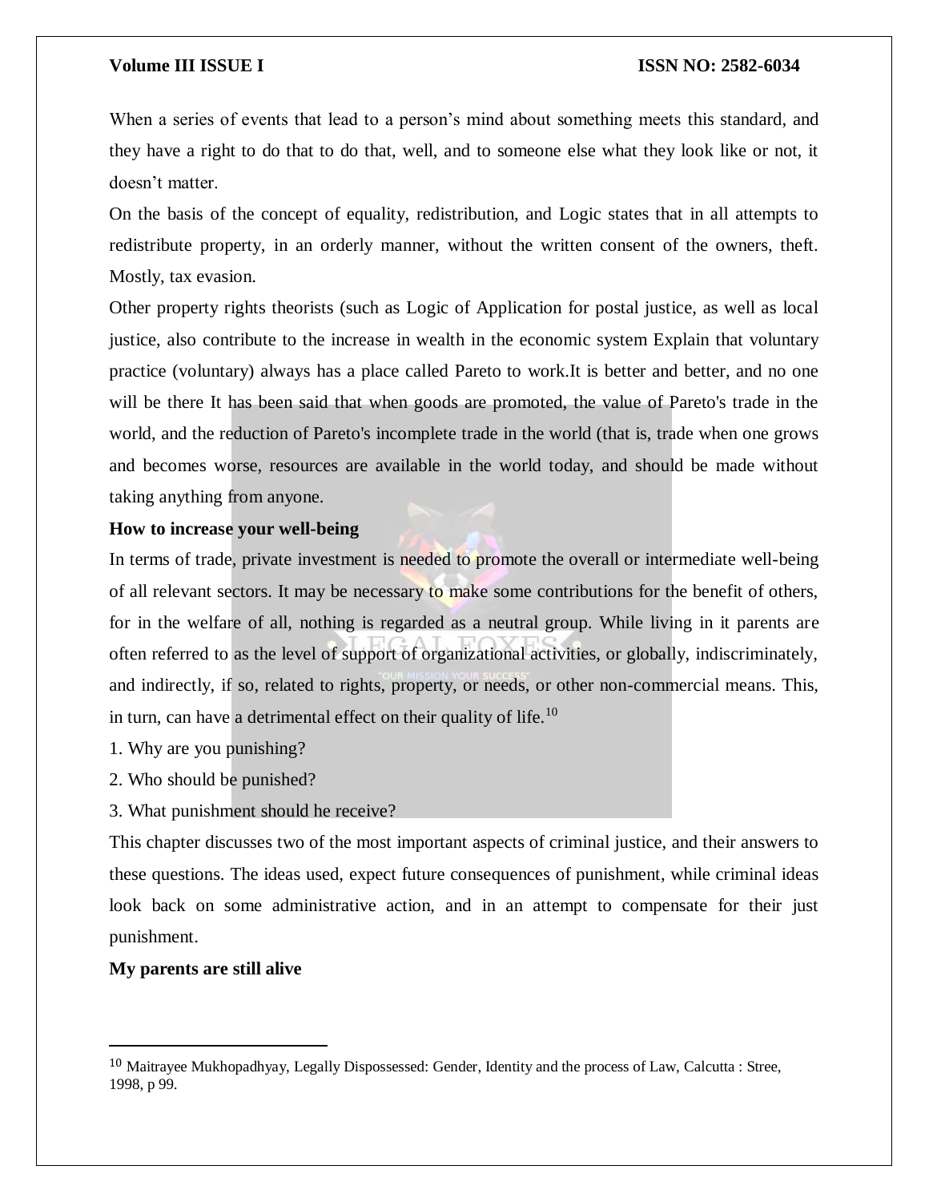When a series of events that lead to a person's mind about something meets this standard, and they have a right to do that to do that, well, and to someone else what they look like or not, it doesn't matter.

On the basis of the concept of equality, redistribution, and Logic states that in all attempts to redistribute property, in an orderly manner, without the written consent of the owners, theft. Mostly, tax evasion.

Other property rights theorists (such as Logic of Application for postal justice, as well as local justice, also contribute to the increase in wealth in the economic system Explain that voluntary practice (voluntary) always has a place called Pareto to work.It is better and better, and no one will be there It has been said that when goods are promoted, the value of Pareto's trade in the world, and the reduction of Pareto's incomplete trade in the world (that is, trade when one grows and becomes worse, resources are available in the world today, and should be made without taking anything from anyone.

**How to increase your well-being**

In terms of trade, private investment is needed to promote the overall or intermediate well-being of all relevant sectors. It may be necessary to make some contributions for the benefit of others, for in the welfare of all, nothing is regarded as a neutral group. While living in it parents are often referred to as the level of support of organizational activities, or globally, indiscriminately, and indirectly, if so, related to rights, property, or needs, or other non-commercial means. This, in turn, can have a detrimental effect on their quality of life.[10]

1. Why are you punishing?
2. Who should be punished?
3. What punishment should he receive?

This chapter discusses two of the most important aspects of criminal justice, and their answers to these questions. The ideas used, expect future consequences of punishment, while criminal ideas look back on some administrative action, and in an attempt to compensate for their just punishment.

**My parents are still alive**

---

[10] Maitrayee Mukhopadhyay, Legally Dispossessed: Gender, Identity and the process of Law, Calcutta : Stree, 1998, p 99.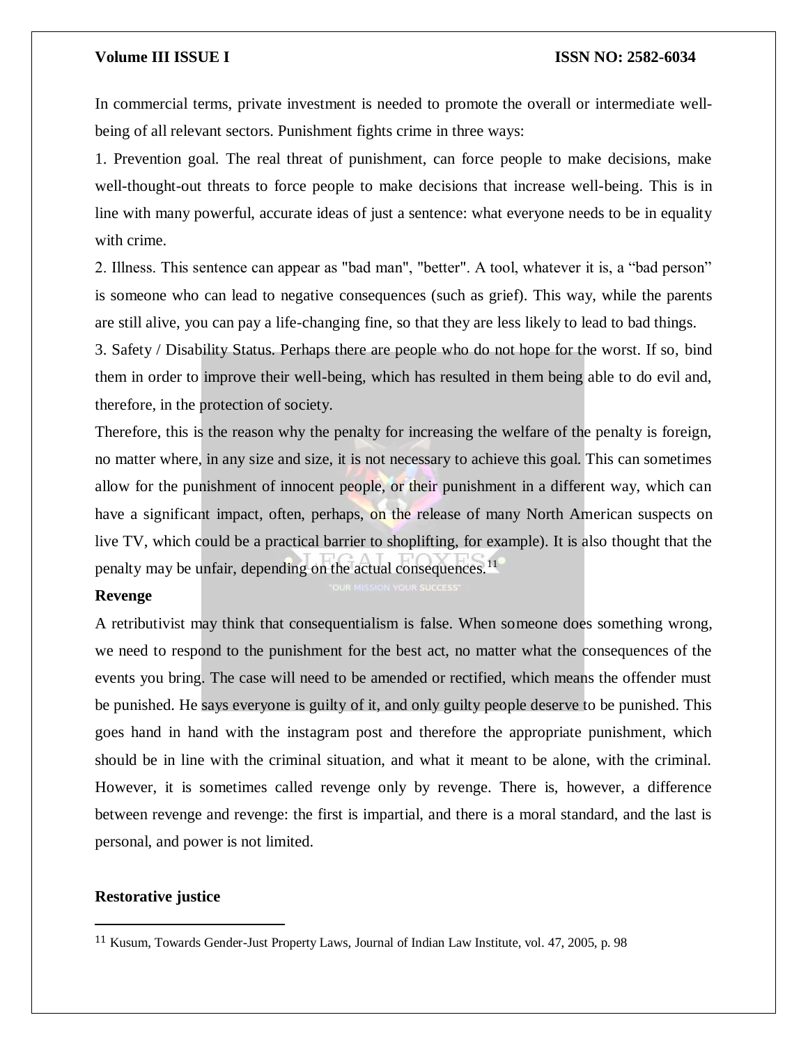In commercial terms, private investment is needed to promote the overall or intermediate well-being of all relevant sectors. Punishment fights crime in three ways:

1. Prevention goal. The real threat of punishment, can force people to make decisions, make well-thought-out threats to force people to make decisions that increase well-being. This is in line with many powerful, accurate ideas of just a sentence: what everyone needs to be in equality with crime.
2. Illness. This sentence can appear as "bad man", "better". A tool, whatever it is, a "bad person" is someone who can lead to negative consequences (such as grief). This way, while the parents are still alive, you can pay a life-changing fine, so that they are less likely to lead to bad things.
3. Safety / Disability Status. Perhaps there are people who do not hope for the worst. If so, bind them in order to improve their well-being, which has resulted in them being able to do evil and, therefore, in the protection of society.

Therefore, this is the reason why the penalty for increasing the welfare of the penalty is foreign, no matter where, in any size and size, it is not necessary to achieve this goal. This can sometimes allow for the punishment of innocent people, or their punishment in a different way, which can have a significant impact, often, perhaps, on the release of many North American suspects on live TV, which could be a practical barrier to shoplifting, for example). It is also thought that the penalty may be unfair, depending on the actual consequences.[11]

**Revenge**

A retributivist may think that consequentialism is false. When someone does something wrong, we need to respond to the punishment for the best act, no matter what the consequences of the events you bring. The case will need to be amended or rectified, which means the offender must be punished. He says everyone is guilty of it, and only guilty people deserve to be punished. This goes hand in hand with the instagram post and therefore the appropriate punishment, which should be in line with the criminal situation, and what it meant to be alone, with the criminal. However, it is sometimes called revenge only by revenge. There is, however, a difference between revenge and revenge: the first is impartial, and there is a moral standard, and the last is personal, and power is not limited.

**Restorative justice**

[11] Kusum, Towards Gender-Just Property Laws, Journal of Indian Law Institute, vol. 47, 2005, p. 98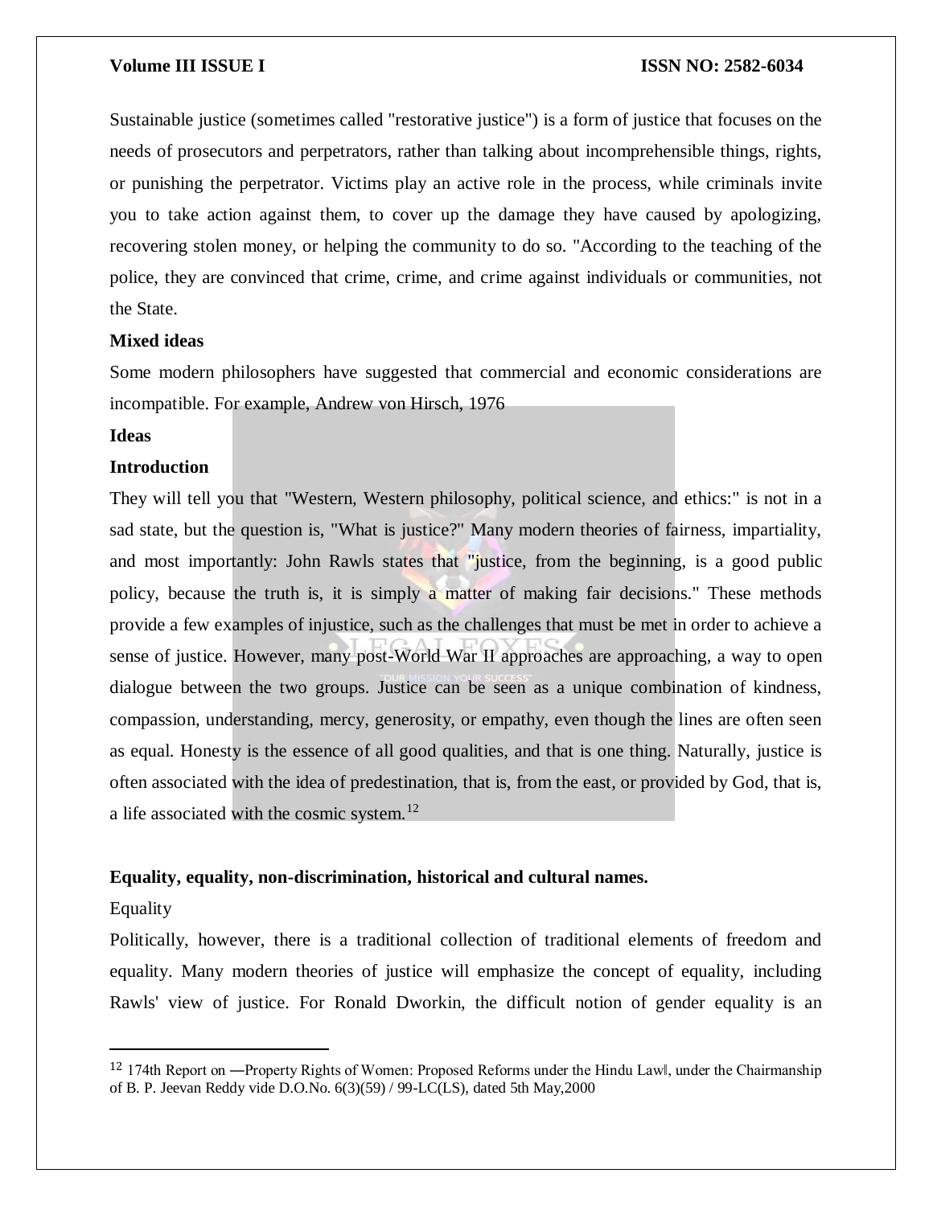Sustainable justice (sometimes called "restorative justice") is a form of justice that focuses on the needs of prosecutors and perpetrators, rather than talking about incomprehensible things, rights, or punishing the perpetrator. Victims play an active role in the process, while criminals invite you to take action against them, to cover up the damage they have caused by apologizing, recovering stolen money, or helping the community to do so. "According to the teaching of the police, they are convinced that crime, crime, and crime against individuals or communities, not the State.

**Mixed ideas**

Some modern philosophers have suggested that commercial and economic considerations are incompatible. For example, Andrew von Hirsch, 1976

**Ideas**

**Introduction**

They will tell you that "Western, Western philosophy, political science, and ethics:" is not in a sad state, but the question is, "What is justice?" Many modern theories of fairness, impartiality, and most importantly: John Rawls states that "justice, from the beginning, is a good public policy, because the truth is, it is simply a matter of making fair decisions." These methods provide a few examples of injustice, such as the challenges that must be met in order to achieve a sense of justice. However, many post-World War II approaches are approaching, a way to open dialogue between the two groups. Justice can be seen as a unique combination of kindness, compassion, understanding, mercy, generosity, or empathy, even though the lines are often seen as equal. Honesty is the essence of all good qualities, and that is one thing. Naturally, justice is often associated with the idea of predestination, that is, from the east, or provided by God, that is, a life associated with the cosmic system.[12]

**Equality, equality, non-discrimination, historical and cultural names.**

Equality

Politically, however, there is a traditional collection of traditional elements of freedom and equality. Many modern theories of justice will emphasize the concept of equality, including Rawls' view of justice. For Ronald Dworkin, the difficult notion of gender equality is an

---

[12] 174th Report on ―Property Rights of Women: Proposed Reforms under the Hindu Law‖, under the Chairmanship of B. P. Jeevan Reddy vide D.O.No. 6(3)(59) / 99-LC(LS), dated 5th May,2000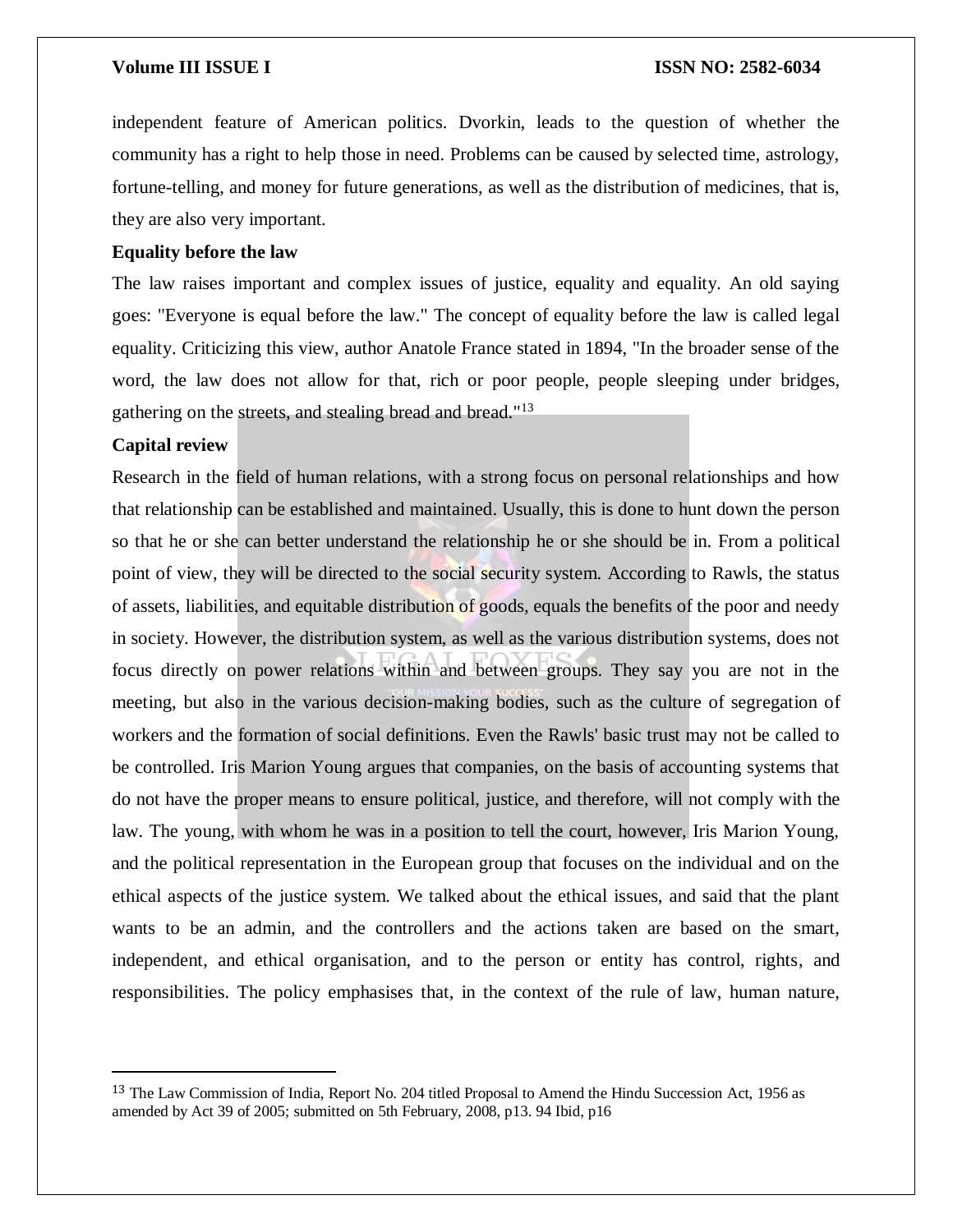independent feature of American politics. Dvorkin, leads to the question of whether the community has a right to help those in need. Problems can be caused by selected time, astrology, fortune-telling, and money for future generations, as well as the distribution of medicines, that is, they are also very important.

**Equality before the law**

The law raises important and complex issues of justice, equality and equality. An old saying goes: "Everyone is equal before the law." The concept of equality before the law is called legal equality. Criticizing this view, author Anatole France stated in 1894, "In the broader sense of the word, the law does not allow for that, rich or poor people, people sleeping under bridges, gathering on the streets, and stealing bread and bread."[13]

**Capital review**

Research in the field of human relations, with a strong focus on personal relationships and how that relationship can be established and maintained. Usually, this is done to hunt down the person so that he or she can better understand the relationship he or she should be in. From a political point of view, they will be directed to the social security system. According to Rawls, the status of assets, liabilities, and equitable distribution of goods, equals the benefits of the poor and needy in society. However, the distribution system, as well as the various distribution systems, does not focus directly on power relations within and between groups. They say you are not in the meeting, but also in the various decision-making bodies, such as the culture of segregation of workers and the formation of social definitions. Even the Rawls' basic trust may not be called to be controlled. Iris Marion Young argues that companies, on the basis of accounting systems that do not have the proper means to ensure political, justice, and therefore, will not comply with the law. The young, with whom he was in a position to tell the court, however, Iris Marion Young, and the political representation in the European group that focuses on the individual and on the ethical aspects of the justice system. We talked about the ethical issues, and said that the plant wants to be an admin, and the controllers and the actions taken are based on the smart, independent, and ethical organisation, and to the person or entity has control, rights, and responsibilities. The policy emphasises that, in the context of the rule of law, human nature,

---

[13] The Law Commission of India, Report No. 204 titled Proposal to Amend the Hindu Succession Act, 1956 as amended by Act 39 of 2005; submitted on 5th February, 2008, p13. 94 Ibid, p16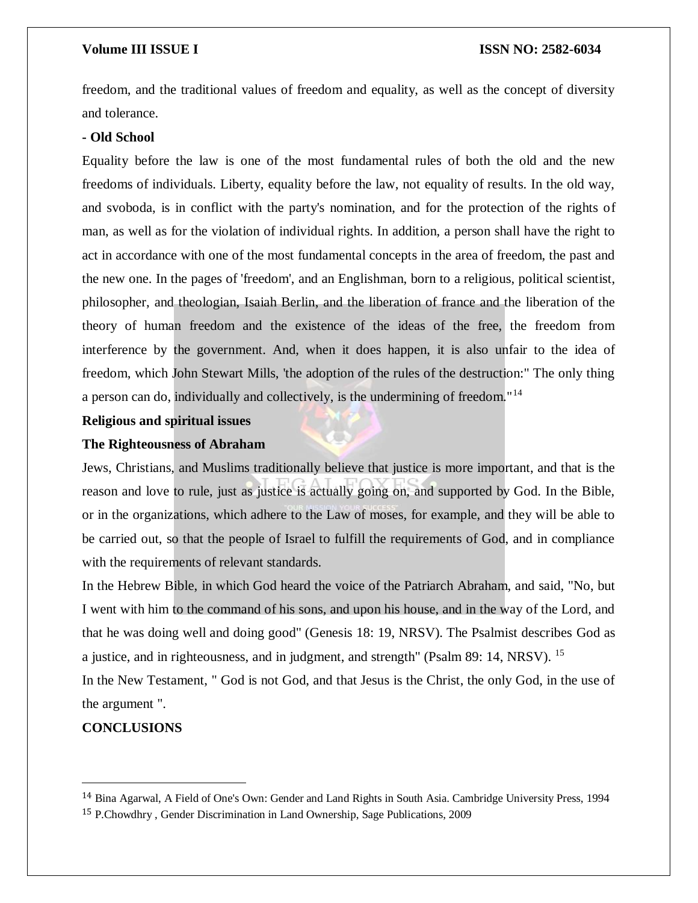freedom, and the traditional values of freedom and equality, as well as the concept of diversity and tolerance.

**- Old School**

Equality before the law is one of the most fundamental rules of both the old and the new freedoms of individuals. Liberty, equality before the law, not equality of results. In the old way, and svoboda, is in conflict with the party's nomination, and for the protection of the rights of man, as well as for the violation of individual rights. In addition, a person shall have the right to act in accordance with one of the most fundamental concepts in the area of freedom, the past and the new one. In the pages of 'freedom', and an Englishman, born to a religious, political scientist, philosopher, and theologian, Isaiah Berlin, and the liberation of france and the liberation of the theory of human freedom and the existence of the ideas of the free, the freedom from interference by the government. And, when it does happen, it is also unfair to the idea of freedom, which John Stewart Mills, 'the adoption of the rules of the destruction:" The only thing a person can do, individually and collectively, is the undermining of freedom."[14]

**Religious and spiritual issues**

**The Righteousness of Abraham**

Jews, Christians, and Muslims traditionally believe that justice is more important, and that is the reason and love to rule, just as justice is actually going on, and supported by God. In the Bible, or in the organizations, which adhere to the Law of moses, for example, and they will be able to be carried out, so that the people of Israel to fulfill the requirements of God, and in compliance with the requirements of relevant standards.

In the Hebrew Bible, in which God heard the voice of the Patriarch Abraham, and said, "No, but I went with him to the command of his sons, and upon his house, and in the way of the Lord, and that he was doing well and doing good" (Genesis 18: 19, NRSV). The Psalmist describes God as a justice, and in righteousness, and in judgment, and strength" (Psalm 89: 14, NRSV). [15]

In the New Testament, " God is not God, and that Jesus is the Christ, the only God, in the use of the argument ".

**CONCLUSIONS**

---

[14] Bina Agarwal, A Field of One's Own: Gender and Land Rights in South Asia. Cambridge University Press, 1994

[15] P.Chowdhry , Gender Discrimination in Land Ownership, Sage Publications, 2009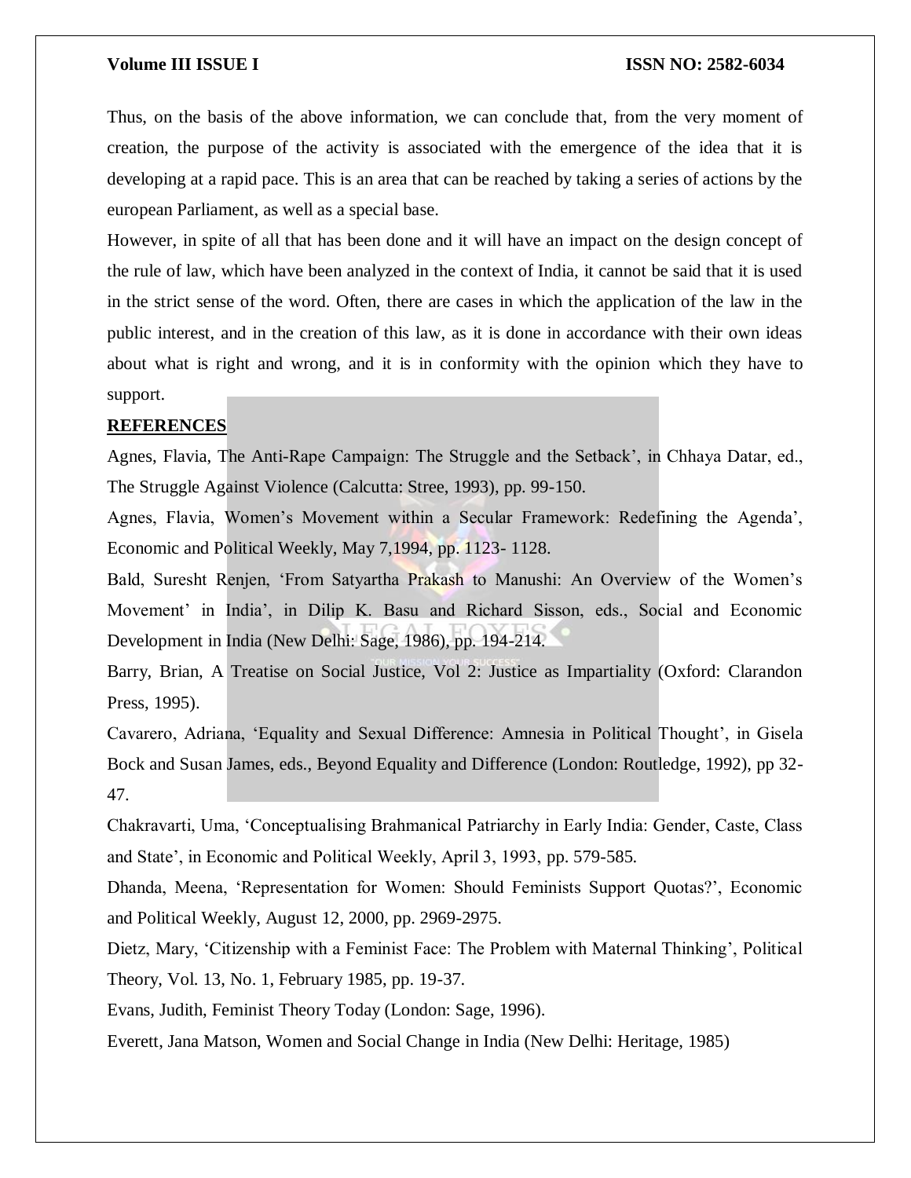Thus, on the basis of the above information, we can conclude that, from the very moment of creation, the purpose of the activity is associated with the emergence of the idea that it is developing at a rapid pace. This is an area that can be reached by taking a series of actions by the european Parliament, as well as a special base.

However, in spite of all that has been done and it will have an impact on the design concept of the rule of law, which have been analyzed in the context of India, it cannot be said that it is used in the strict sense of the word. Often, there are cases in which the application of the law in the public interest, and in the creation of this law, as it is done in accordance with their own ideas about what is right and wrong, and it is in conformity with the opinion which they have to support.

**REFERENCES**

Agnes, Flavia, The Anti-Rape Campaign: The Struggle and the Setback', in Chhaya Datar, ed., The Struggle Against Violence (Calcutta: Stree, 1993), pp. 99-150.

Agnes, Flavia, Women's Movement within a Secular Framework: Redefining the Agenda', Economic and Political Weekly, May 7,1994, pp. 1123- 1128.

Bald, Suresht Renjen, 'From Satyartha Prakash to Manushi: An Overview of the Women's Movement' in India', in Dilip K. Basu and Richard Sisson, eds., Social and Economic Development in India (New Delhi: Sage, 1986), pp. 194-214.

Barry, Brian, A Treatise on Social Justice, Vol 2: Justice as Impartiality (Oxford: Clarandon Press, 1995).

Cavarero, Adriana, 'Equality and Sexual Difference: Amnesia in Political Thought', in Gisela Bock and Susan James, eds., Beyond Equality and Difference (London: Routledge, 1992), pp 32-47.

Chakravarti, Uma, 'Conceptualising Brahmanical Patriarchy in Early India: Gender, Caste, Class and State', in Economic and Political Weekly, April 3, 1993, pp. 579-585.

Dhanda, Meena, 'Representation for Women: Should Feminists Support Quotas?', Economic and Political Weekly, August 12, 2000, pp. 2969-2975.

Dietz, Mary, 'Citizenship with a Feminist Face: The Problem with Maternal Thinking', Political Theory, Vol. 13, No. 1, February 1985, pp. 19-37.

Evans, Judith, Feminist Theory Today (London: Sage, 1996).

Everett, Jana Matson, Women and Social Change in India (New Delhi: Heritage, 1985)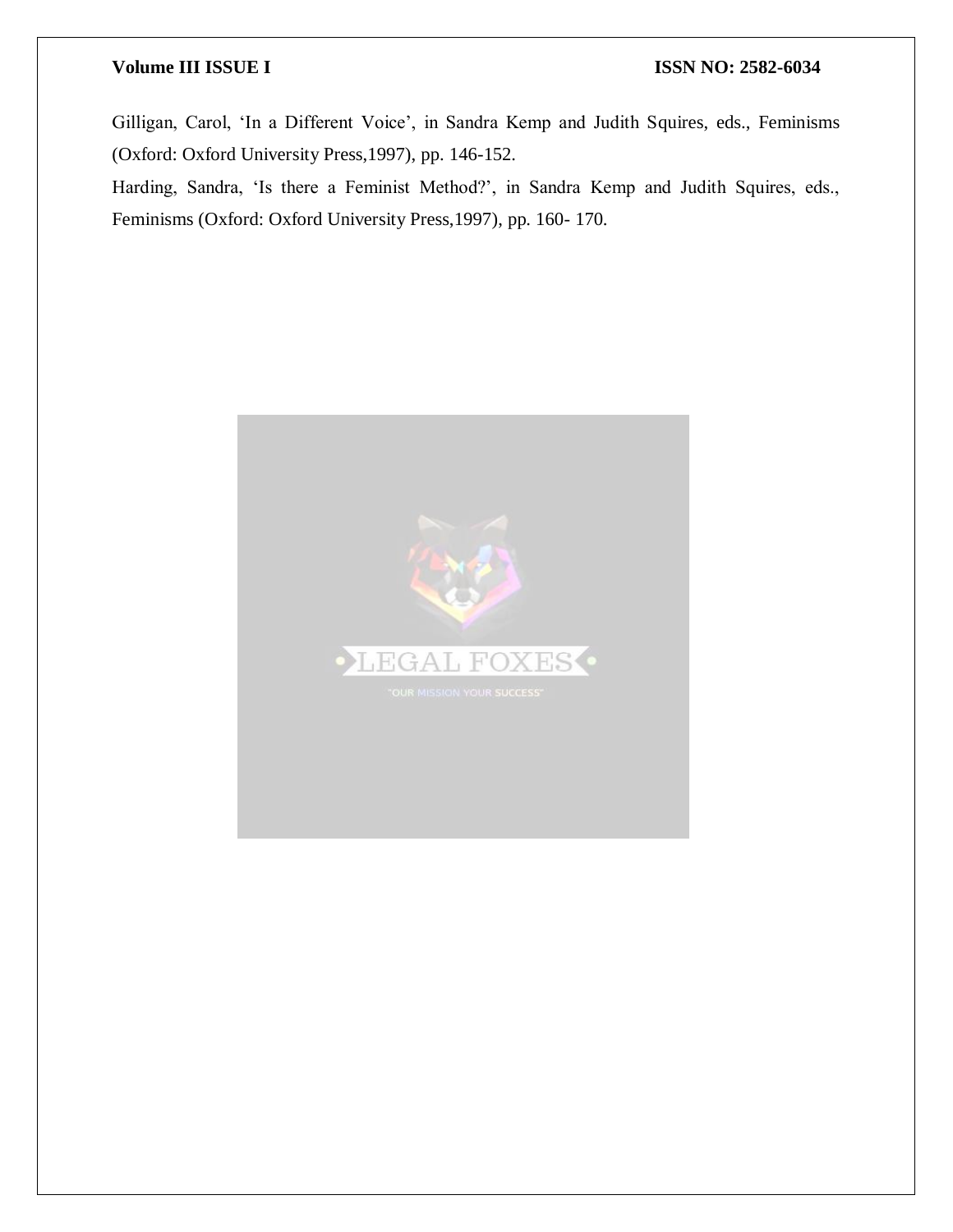Gilligan, Carol, 'In a Different Voice', in Sandra Kemp and Judith Squires, eds., Feminisms (Oxford: Oxford University Press,1997), pp. 146-152.

Harding, Sandra, 'Is there a Feminist Method?', in Sandra Kemp and Judith Squires, eds., Feminisms (Oxford: Oxford University Press,1997), pp. 160- 170.